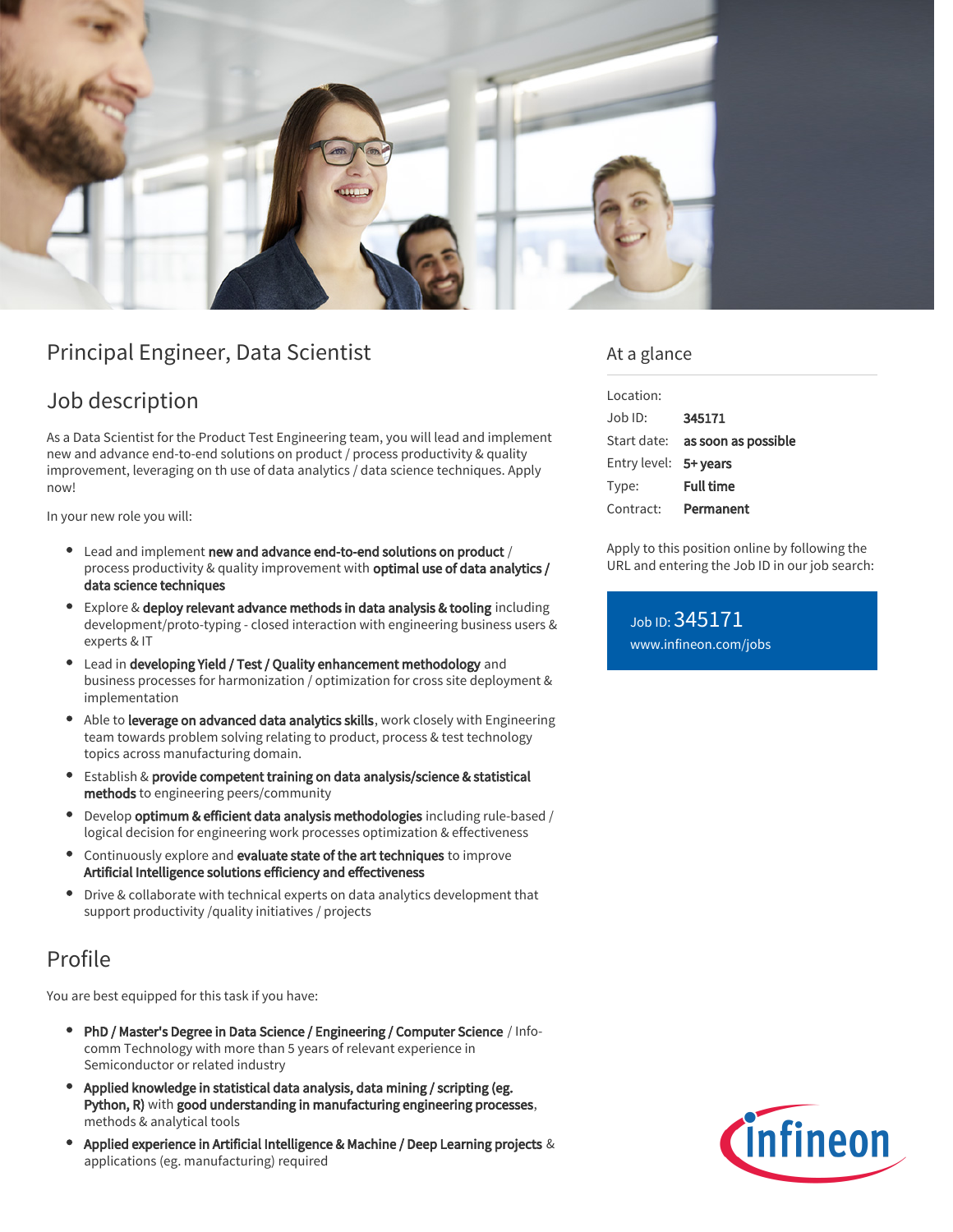# Principal Engineer, Data Scientist

## Job description

As a Data Scientist for the Product Test Engineering team, you will lead and implement new and advance end-to-end solutions on product / process productivity & quality improvement, leveraging on th use of data analytics / data science techniques. Apply now!

In your new role you will:

- Lead and implement **new and advance end-to-end solutions on product** / process productivity & quality improvement with **optimal use of data analytics / data science techniques**
- Explore & **deploy relevant advance methods in data analysis & tooling** including development/proto-typing - closed interaction with engineering business users & experts & IT
- Lead in **developing Yield / Test / Quality enhancement methodology** and business processes for harmonization / optimization for cross site deployment & implementation
- Able to **leverage on advanced data analytics skills**, work closely with Engineering team towards problem solving relating to product, process & test technology topics across manufacturing domain.
- Establish & **provide competent training on data analysis/science & statistical methods** to engineering peers/community
- Develop **optimum & efficient data analysis methodologies** including rule-based / logical decision for engineering work processes optimization & effectiveness
- Continuously explore and **evaluate state of the art techniques** to improve **Artificial Intelligence solutions efficiency and effectiveness**
- Drive & collaborate with technical experts on data analytics development that support productivity /quality initiatives / projects

## Profile

You are best equipped for this task if you have:

- **PhD / Master's Degree in Data Science / Engineering / Computer Science** / Info-comm Technology with more than 5 years of relevant experience in Semiconductor or related industry
- **Applied knowledge in statistical data analysis, data mining / scripting (eg. Python, R)** with **good understanding in manufacturing engineering processes**, methods & analytical tools
- **Applied experience in Artificial Intelligence & Machine / Deep Learning projects** & applications (eg. manufacturing) required

## At a glance

| | |
|---|---|
| Location: | |
| Job ID: | **345171** |
| Start date: | **as soon as possible** |
| Entry level: | **5+ years** |
| Type: | **Full time** |
| Contract: | **Permanent** |

Apply to this position online by following the URL and entering the Job ID in our job search:

Job ID: 345171
www.infineon.com/jobs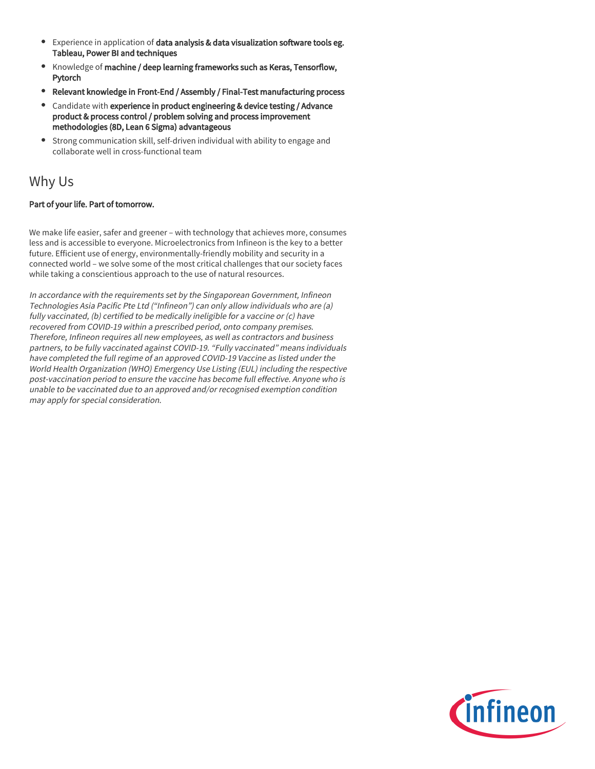- Experience in application of **data analysis & data visualization software tools eg. Tableau, Power BI and techniques**
- Knowledge of **machine / deep learning frameworks such as Keras, Tensorflow, Pytorch**
- **Relevant knowledge in Front-End / Assembly / Final-Test manufacturing process**
- Candidate with **experience in product engineering & device testing / Advance product & process control / problem solving and process improvement methodologies (8D, Lean 6 Sigma) advantageous**
- Strong communication skill, self-driven individual with ability to engage and collaborate well in cross-functional team

## Why Us

**Part of your life. Part of tomorrow.**

We make life easier, safer and greener – with technology that achieves more, consumes less and is accessible to everyone. Microelectronics from Infineon is the key to a better future. Efficient use of energy, environmentally-friendly mobility and security in a connected world – we solve some of the most critical challenges that our society faces while taking a conscientious approach to the use of natural resources.

*In accordance with the requirements set by the Singaporean Government, Infineon Technologies Asia Pacific Pte Ltd ("Infineon") can only allow individuals who are (a) fully vaccinated, (b) certified to be medically ineligible for a vaccine or (c) have recovered from COVID-19 within a prescribed period, onto company premises. Therefore, Infineon requires all new employees, as well as contractors and business partners, to be fully vaccinated against COVID-19. "Fully vaccinated" means individuals have completed the full regime of an approved COVID-19 Vaccine as listed under the World Health Organization (WHO) Emergency Use Listing (EUL) including the respective post-vaccination period to ensure the vaccine has become full effective. Anyone who is unable to be vaccinated due to an approved and/or recognised exemption condition may apply for special consideration.*